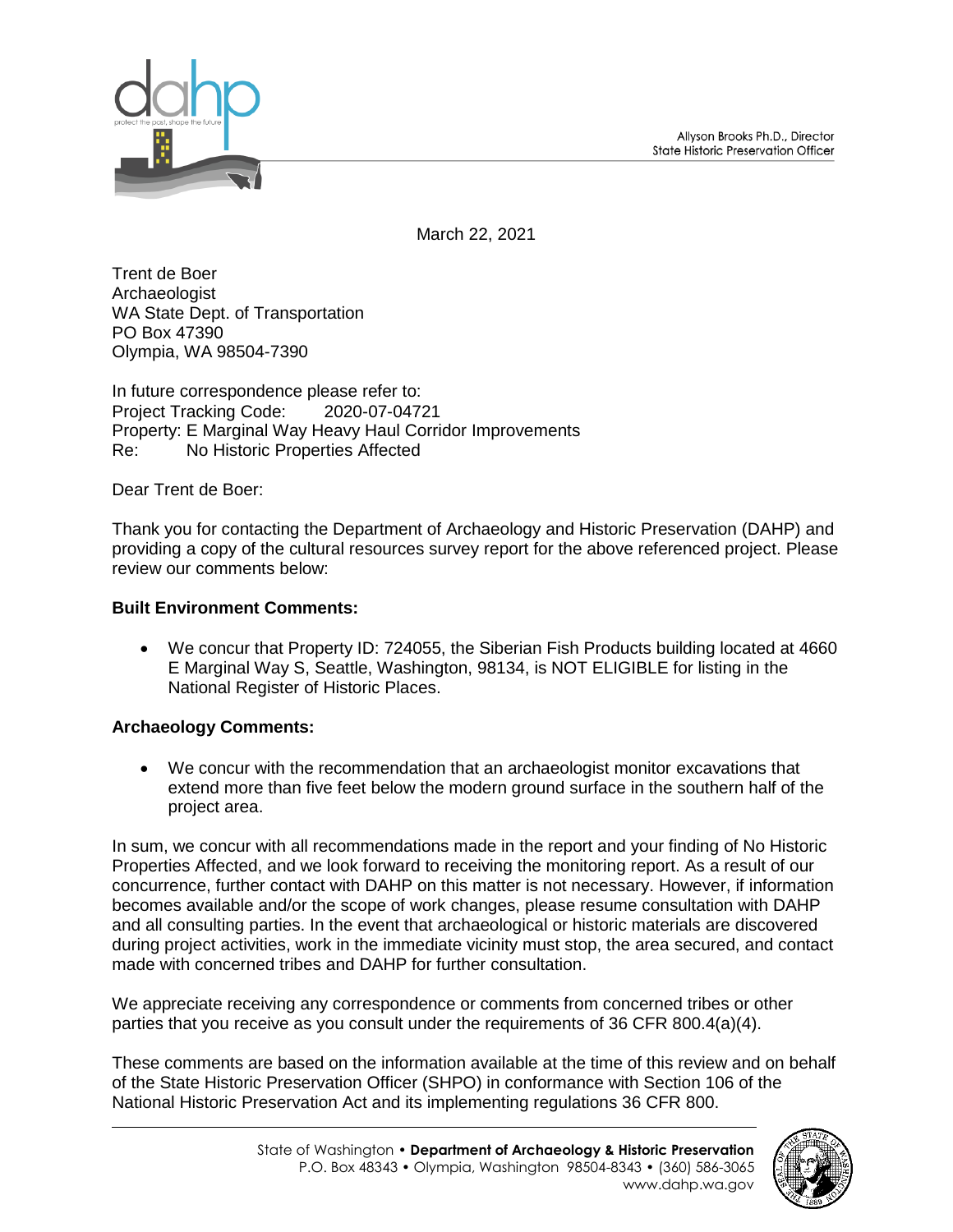Allyson Brooks Ph.D., Director
State Historic Preservation Officer

March 22, 2021

Trent de Boer
Archaeologist
WA State Dept. of Transportation
PO Box 47390
Olympia, WA 98504-7390

In future correspondence please refer to:
Project Tracking Code: 2020-07-04721
Property: E Marginal Way Heavy Haul Corridor Improvements
Re: No Historic Properties Affected

Dear Trent de Boer:

Thank you for contacting the Department of Archaeology and Historic Preservation (DAHP) and providing a copy of the cultural resources survey report for the above referenced project. Please review our comments below:

**Built Environment Comments:**

- We concur that Property ID: 724055, the Siberian Fish Products building located at 4660 E Marginal Way S, Seattle, Washington, 98134, is NOT ELIGIBLE for listing in the National Register of Historic Places.

**Archaeology Comments:**

- We concur with the recommendation that an archaeologist monitor excavations that extend more than five feet below the modern ground surface in the southern half of the project area.

In sum, we concur with all recommendations made in the report and your finding of No Historic Properties Affected, and we look forward to receiving the monitoring report. As a result of our concurrence, further contact with DAHP on this matter is not necessary. However, if information becomes available and/or the scope of work changes, please resume consultation with DAHP and all consulting parties. In the event that archaeological or historic materials are discovered during project activities, work in the immediate vicinity must stop, the area secured, and contact made with concerned tribes and DAHP for further consultation.

We appreciate receiving any correspondence or comments from concerned tribes or other parties that you receive as you consult under the requirements of 36 CFR 800.4(a)(4).

These comments are based on the information available at the time of this review and on behalf of the State Historic Preservation Officer (SHPO) in conformance with Section 106 of the National Historic Preservation Act and its implementing regulations 36 CFR 800.

State of Washington • **Department of Archaeology & Historic Preservation**
P.O. Box 48343 • Olympia, Washington 98504-8343 • (360) 586-3065
www.dahp.wa.gov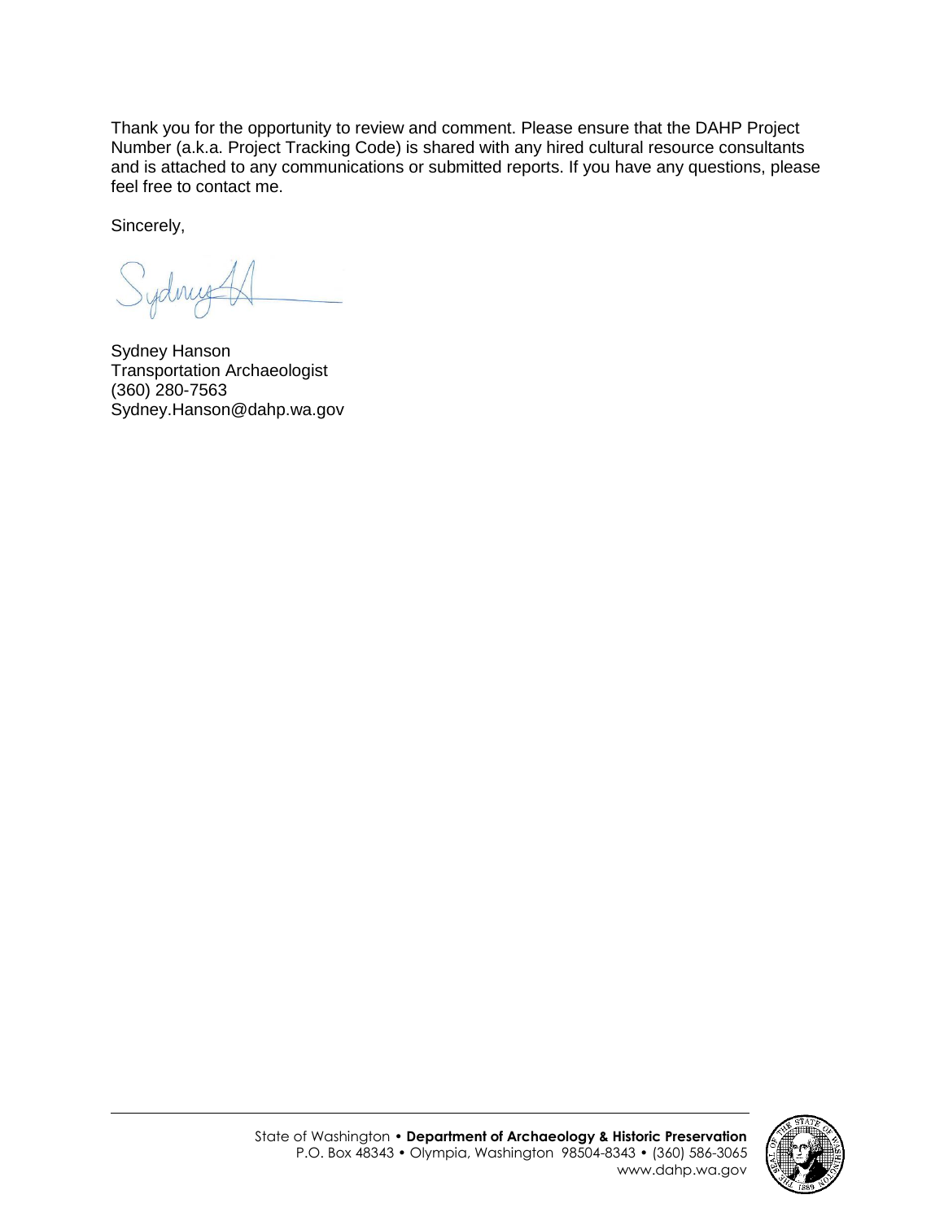Thank you for the opportunity to review and comment. Please ensure that the DAHP Project Number (a.k.a. Project Tracking Code) is shared with any hired cultural resource consultants and is attached to any communications or submitted reports. If you have any questions, please feel free to contact me.

Sincerely,

Sydney Hanson
Transportation Archaeologist
(360) 280-7563
Sydney.Hanson@dahp.wa.gov

State of Washington • **Department of Archaeology & Historic Preservation**
P.O. Box 48343 • Olympia, Washington 98504-8343 • (360) 586-3065
www.dahp.wa.gov